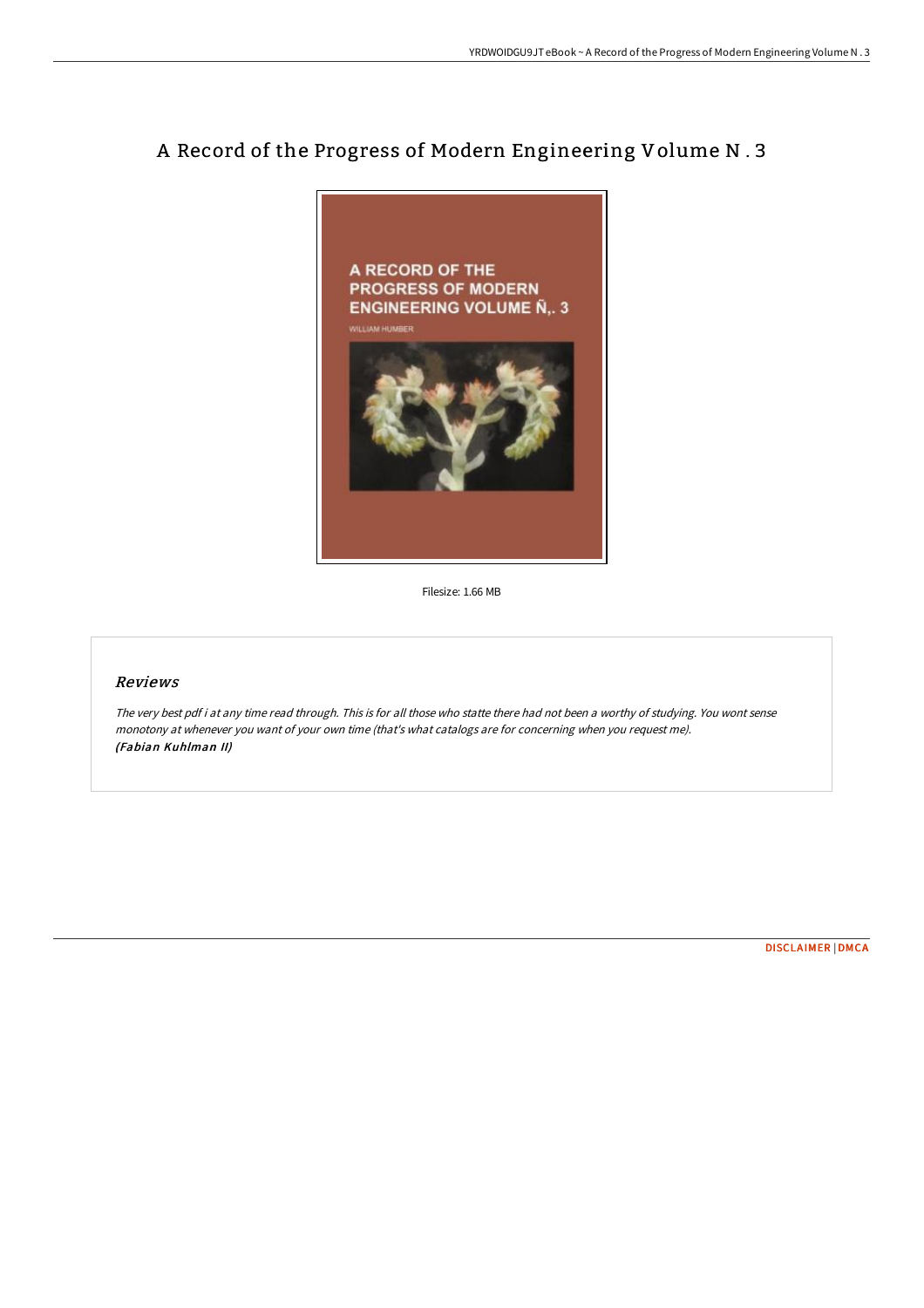# A Record of the Progress of Modern Engineering Volume N . 3

Filesize: 1.66 MB

## *Reviews*

*The very best pdf i at any time read through. This is for all those who statte there had not been a worthy of studying. You wont sense monotony at whenever you want of your own time (that's what catalogs are for concerning when you request me).*
***(Fabian Kuhlman II)***

DISCLAIMER | DMCA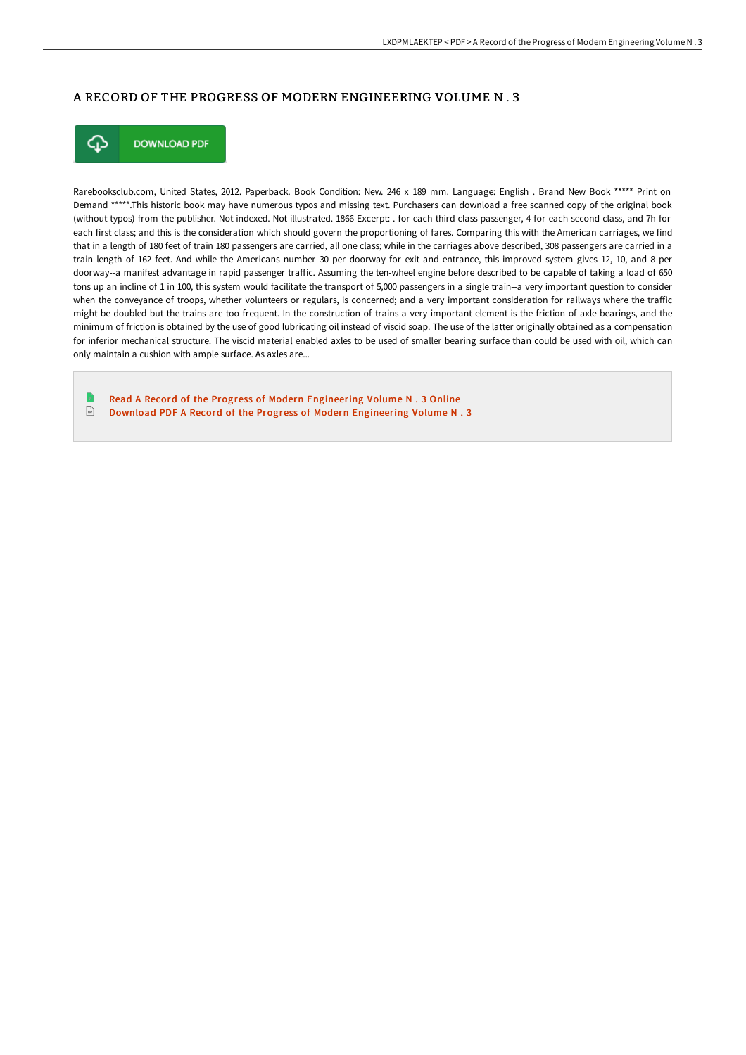# A RECORD OF THE PROGRESS OF MODERN ENGINEERING VOLUME N . 3

DOWNLOAD PDF

Rarebooksclub.com, United States, 2012. Paperback. Book Condition: New. 246 x 189 mm. Language: English . Brand New Book ***** Print on Demand *****.This historic book may have numerous typos and missing text. Purchasers can download a free scanned copy of the original book (without typos) from the publisher. Not indexed. Not illustrated. 1866 Excerpt: . for each third class passenger, 4 for each second class, and 7h for each first class; and this is the consideration which should govern the proportioning of fares. Comparing this with the American carriages, we find that in a length of 180 feet of train 180 passengers are carried, all one class; while in the carriages above described, 308 passengers are carried in a train length of 162 feet. And while the Americans number 30 per doorway for exit and entrance, this improved system gives 12, 10, and 8 per doorway--a manifest advantage in rapid passenger traffic. Assuming the ten-wheel engine before described to be capable of taking a load of 650 tons up an incline of 1 in 100, this system would facilitate the transport of 5,000 passengers in a single train--a very important question to consider when the conveyance of troops, whether volunteers or regulars, is concerned; and a very important consideration for railways where the traffic might be doubled but the trains are too frequent. In the construction of trains a very important element is the friction of axle bearings, and the minimum of friction is obtained by the use of good lubricating oil instead of viscid soap. The use of the latter originally obtained as a compensation for inferior mechanical structure. The viscid material enabled axles to be used of smaller bearing surface than could be used with oil, which can only maintain a cushion with ample surface. As axles are...

Read A Record of the Progress of Modern Engineering Volume N . 3 Online

Download PDF A Record of the Progress of Modern Engineering Volume N . 3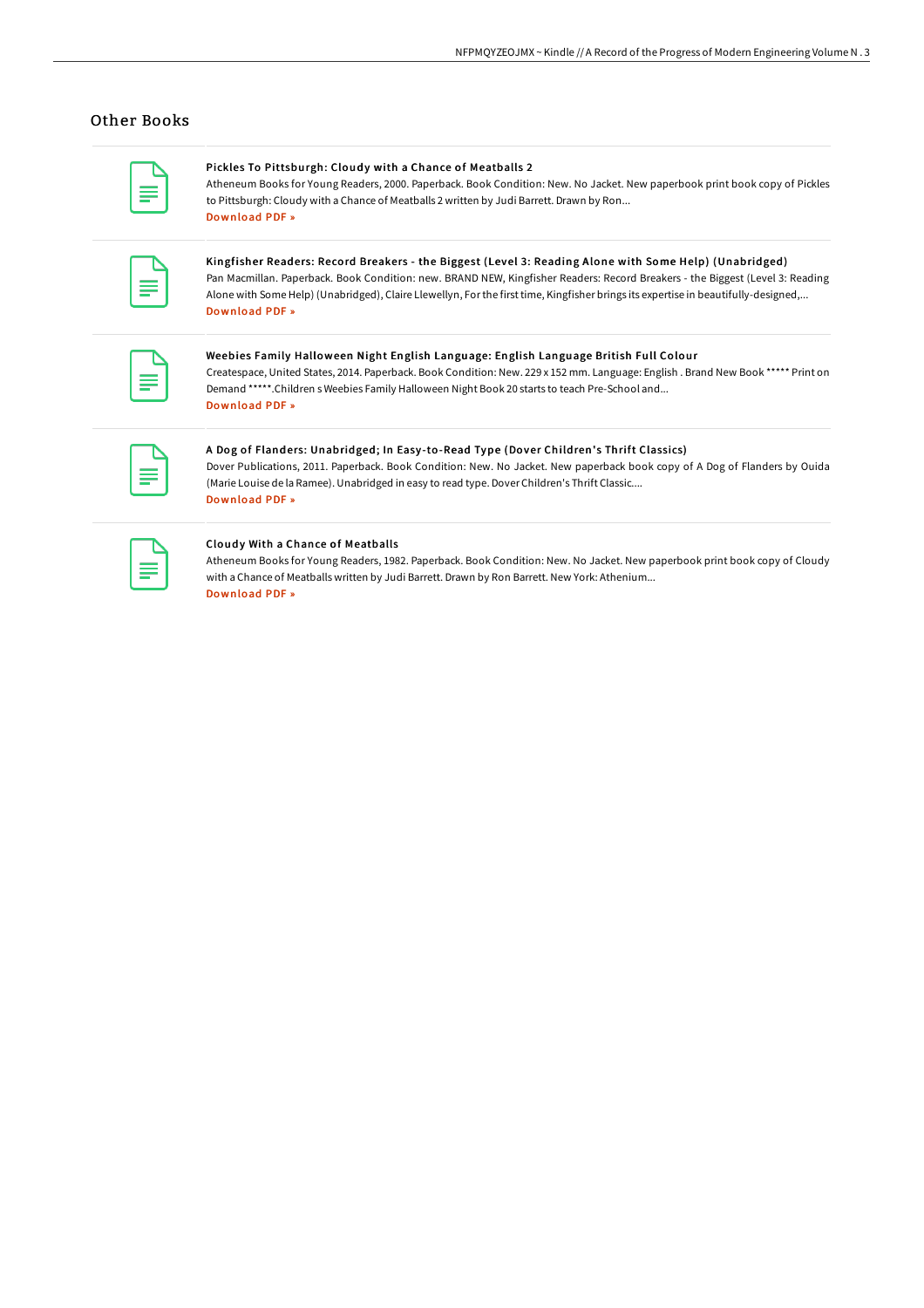## Other Books

### Pickles To Pittsburgh: Cloudy with a Chance of Meatballs 2

Atheneum Books for Young Readers, 2000. Paperback. Book Condition: New. No Jacket. New paperbook print book copy of Pickles to Pittsburgh: Cloudy with a Chance of Meatballs 2 written by Judi Barrett. Drawn by Ron...

Download PDF »

### Kingfisher Readers: Record Breakers - the Biggest (Level 3: Reading Alone with Some Help) (Unabridged)

Pan Macmillan. Paperback. Book Condition: new. BRAND NEW, Kingfisher Readers: Record Breakers - the Biggest (Level 3: Reading Alone with Some Help) (Unabridged), Claire Llewellyn, For the first time, Kingfisher brings its expertise in beautifully-designed,...

Download PDF »

### Weebies Family Halloween Night English Language: English Language British Full Colour

Createspace, United States, 2014. Paperback. Book Condition: New. 229 x 152 mm. Language: English . Brand New Book ***** Print on Demand *****.Children s Weebies Family Halloween Night Book 20 starts to teach Pre-School and...

Download PDF »

### A Dog of Flanders: Unabridged; In Easy-to-Read Type (Dover Children's Thrift Classics)

Dover Publications, 2011. Paperback. Book Condition: New. No Jacket. New paperback book copy of A Dog of Flanders by Ouida (Marie Louise de la Ramee). Unabridged in easy to read type. Dover Children's Thrift Classic....

Download PDF »

### Cloudy With a Chance of Meatballs

Atheneum Books for Young Readers, 1982. Paperback. Book Condition: New. No Jacket. New paperbook print book copy of Cloudy with a Chance of Meatballs written by Judi Barrett. Drawn by Ron Barrett. New York: Athenium...

Download PDF »